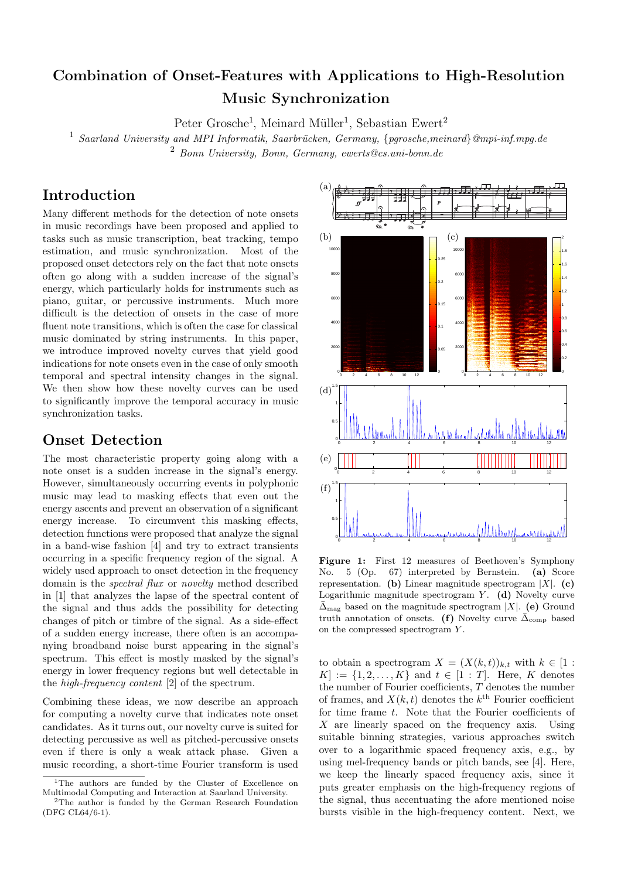# Combination of Onset-Features with Applications to High-Resolution Music Synchronization

Peter Grosche[1], Meinard Müller[1], Sebastian Ewert[2]

[1] *Saarland University and MPI Informatik, Saarbrücken, Germany, {pgrosche,meinard}@mpi-inf.mpg.de*

[2] *Bonn University, Bonn, Germany, ewerts@cs.uni-bonn.de*

## Introduction

Many different methods for the detection of note onsets in music recordings have been proposed and applied to tasks such as music transcription, beat tracking, tempo estimation, and music synchronization. Most of the proposed onset detectors rely on the fact that note onsets often go along with a sudden increase of the signal's energy, which particularly holds for instruments such as piano, guitar, or percussive instruments. Much more difficult is the detection of onsets in the case of more fluent note transitions, which is often the case for classical music dominated by string instruments. In this paper, we introduce improved novelty curves that yield good indications for note onsets even in the case of only smooth temporal and spectral intensity changes in the signal. We then show how these novelty curves can be used to significantly improve the temporal accuracy in music synchronization tasks.

## Onset Detection

The most characteristic property going along with a note onset is a sudden increase in the signal's energy. However, simultaneously occurring events in polyphonic music may lead to masking effects that even out the energy ascents and prevent an observation of a significant energy increase. To circumvent this masking effects, detection functions were proposed that analyze the signal in a band-wise fashion [4] and try to extract transients occurring in a specific frequency region of the signal. A widely used approach to onset detection in the frequency domain is the *spectral flux* or *novelty* method described in [1] that analyzes the lapse of the spectral content of the signal and thus adds the possibility for detecting changes of pitch or timbre of the signal. As a side-effect of a sudden energy increase, there often is an accompanying broadband noise burst appearing in the signal's spectrum. This effect is mostly masked by the signal's energy in lower frequency regions but well detectable in the *high-frequency content* [2] of the spectrum.

Combining these ideas, we now describe an approach for computing a novelty curve that indicates note onset candidates. As it turns out, our novelty curve is suited for detecting percussive as well as pitched-percussive onsets even if there is only a weak attack phase. Given a music recording, a short-time Fourier transform is used to obtain a spectrogram $X = (X(k,t))_{k,t}$ with $k \in [1:K] := \{1, 2, \ldots, K\}$ and $t \in [1:T]$. Here, $K$ denotes the number of Fourier coefficients, $T$ denotes the number of frames, and $X(k,t)$ denotes the $k^{\text{th}}$ Fourier coefficient for time frame $t$. Note that the Fourier coefficients of $X$ are linearly spaced on the frequency axis. Using suitable binning strategies, various approaches switch over to a logarithmic spaced frequency axis, e.g., by using mel-frequency bands or pitch bands, see [4]. Here, we keep the linearly spaced frequency axis, since it puts greater emphasis on the high-frequency regions of the signal, thus accentuating the afore mentioned noise bursts visible in the high-frequency content. Next, we

**Figure 1:** First 12 measures of Beethoven's Symphony No. 5 (Op. 67) interpreted by Bernstein. **(a)** Score representation. **(b)** Linear magnitude spectrogram $|X|$. **(c)** Logarithmic magnitude spectrogram $Y$. **(d)** Novelty curve $\bar{\Delta}_{\text{mag}}$ based on the magnitude spectrogram $|X|$. **(e)** Ground truth annotation of onsets. **(f)** Novelty curve $\bar{\Delta}_{\text{comp}}$ based on the compressed spectrogram $Y$.

---

[1] The authors are funded by the Cluster of Excellence on Multimodal Computing and Interaction at Saarland University.

[2] The author is funded by the German Research Foundation (DFG CL64/6-1).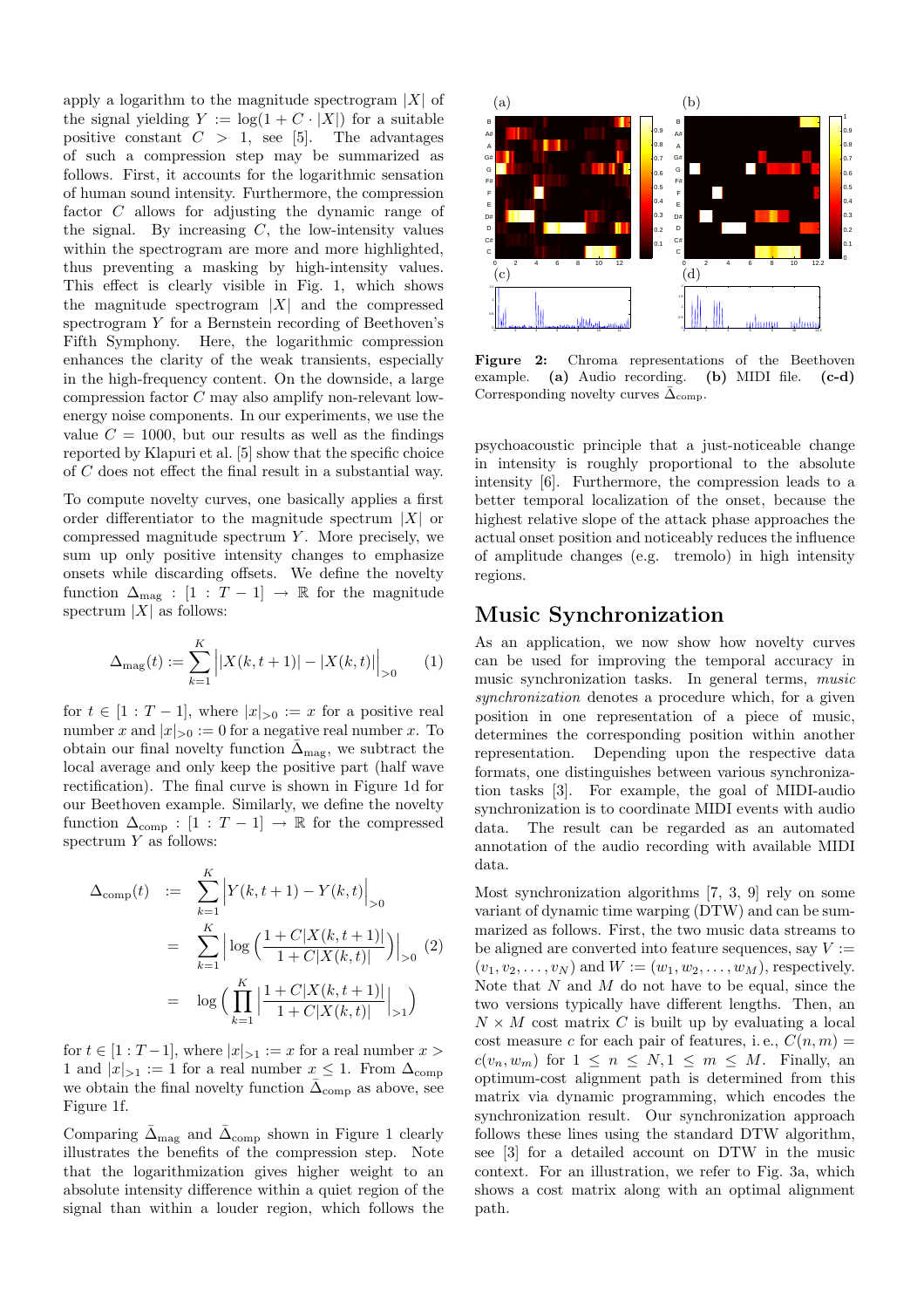apply a logarithm to the magnitude spectrogram $|X|$ of the signal yielding $Y := \log(1 + C \cdot |X|)$ for a suitable positive constant $C > 1$, see [5]. The advantages of such a compression step may be summarized as follows. First, it accounts for the logarithmic sensation of human sound intensity. Furthermore, the compression factor $C$ allows for adjusting the dynamic range of the signal. By increasing $C$, the low-intensity values within the spectrogram are more and more highlighted, thus preventing a masking by high-intensity values. This effect is clearly visible in Fig. 1, which shows the magnitude spectrogram $|X|$ and the compressed spectrogram $Y$ for a Bernstein recording of Beethoven's Fifth Symphony. Here, the logarithmic compression enhances the clarity of the weak transients, especially in the high-frequency content. On the downside, a large compression factor $C$ may also amplify non-relevant low-energy noise components. In our experiments, we use the value $C = 1000$, but our results as well as the findings reported by Klapuri et al. [5] show that the specific choice of $C$ does not effect the final result in a substantial way.

To compute novelty curves, one basically applies a first order differentiator to the magnitude spectrum $|X|$ or compressed magnitude spectrum $Y$. More precisely, we sum up only positive intensity changes to emphasize onsets while discarding offsets. We define the novelty function $\Delta_{\text{mag}} : [1 : T - 1] \to \mathbb{R}$ for the magnitude spectrum $|X|$ as follows:

$$\Delta_{\text{mag}}(t) := \sum_{k=1}^{K} \Big| |X(k, t + 1)| - |X(k, t)| \Big|_{>0} \qquad (1)$$

for $t \in [1 : T - 1]$, where $|x|_{>0} := x$ for a positive real number $x$ and $|x|_{>0} := 0$ for a negative real number $x$. To obtain our final novelty function $\bar{\Delta}_{\text{mag}}$, we subtract the local average and only keep the positive part (half wave rectification). The final curve is shown in Figure 1d for our Beethoven example. Similarly, we define the novelty function $\Delta_{\text{comp}} : [1 : T - 1] \to \mathbb{R}$ for the compressed spectrum $Y$ as follows:

$$\begin{aligned}
\Delta_{\text{comp}}(t) &:= \sum_{k=1}^{K} \Big| Y(k, t + 1) - Y(k, t) \Big|_{>0} \\
&= \sum_{k=1}^{K} \Big| \log\Big( \frac{1 + C|X(k, t + 1)|}{1 + C|X(k, t)|} \Big) \Big|_{>0} \qquad (2) \\
&= \log\Big( \prod_{k=1}^{K} \Big| \frac{1 + C|X(k, t + 1)|}{1 + C|X(k, t)|} \Big|_{>1} \Big)
\end{aligned}$$

for $t \in [1 : T - 1]$, where $|x|_{>1} := x$ for a real number $x > 1$ and $|x|_{>1} := 1$ for a real number $x \leq 1$. From $\Delta_{\text{comp}}$ we obtain the final novelty function $\bar{\Delta}_{\text{comp}}$ as above, see Figure 1f.

Comparing $\bar{\Delta}_{\text{mag}}$ and $\bar{\Delta}_{\text{comp}}$ shown in Figure 1 clearly illustrates the benefits of the compression step. Note that the logarithmization gives higher weight to an absolute intensity difference within a quiet region of the signal than within a louder region, which follows the psychoacoustic principle that a just-noticeable change in intensity is roughly proportional to the absolute intensity [6]. Furthermore, the compression leads to a better temporal localization of the onset, because the highest relative slope of the attack phase approaches the actual onset position and noticeably reduces the influence of amplitude changes (e.g. tremolo) in high intensity regions.

**Figure 2:** Chroma representations of the Beethoven example. **(a)** Audio recording. **(b)** MIDI file. **(c-d)** Corresponding novelty curves $\bar{\Delta}_{\text{comp}}$.

## Music Synchronization

As an application, we now show how novelty curves can be used for improving the temporal accuracy in music synchronization tasks. In general terms, *music synchronization* denotes a procedure which, for a given position in one representation of a piece of music, determines the corresponding position within another representation. Depending upon the respective data formats, one distinguishes between various synchronization tasks [3]. For example, the goal of MIDI-audio synchronization is to coordinate MIDI events with audio data. The result can be regarded as an automated annotation of the audio recording with available MIDI data.

Most synchronization algorithms [7, 3, 9] rely on some variant of dynamic time warping (DTW) and can be summarized as follows. First, the two music data streams to be aligned are converted into feature sequences, say $V := (v_1, v_2, \ldots, v_N)$ and $W := (w_1, w_2, \ldots, w_M)$, respectively. Note that $N$ and $M$ do not have to be equal, since the two versions typically have different lengths. Then, an $N \times M$ cost matrix $C$ is built up by evaluating a local cost measure $c$ for each pair of features, i. e., $C(n, m) = c(v_n, w_m)$ for $1 \leq n \leq N, 1 \leq m \leq M$. Finally, an optimum-cost alignment path is determined from this matrix via dynamic programming, which encodes the synchronization result. Our synchronization approach follows these lines using the standard DTW algorithm, see [3] for a detailed account on DTW in the music context. For an illustration, we refer to Fig. 3a, which shows a cost matrix along with an optimal alignment path.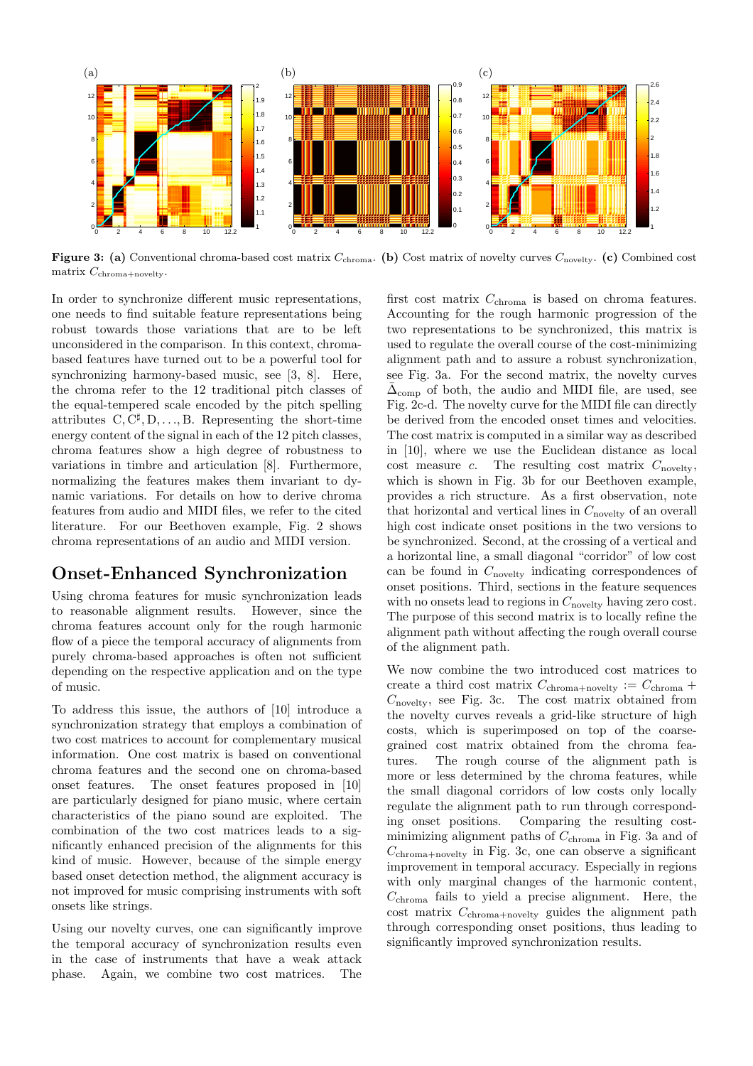**Figure 3: (a)** Conventional chroma-based cost matrix $C_{\text{chroma}}$. **(b)** Cost matrix of novelty curves $C_{\text{novelty}}$. **(c)** Combined cost matrix $C_{\text{chroma+novelty}}$.

In order to synchronize different music representations, one needs to find suitable feature representations being robust towards those variations that are to be left unconsidered in the comparison. In this context, chroma-based features have turned out to be a powerful tool for synchronizing harmony-based music, see [3, 8]. Here, the chroma refer to the 12 traditional pitch classes of the equal-tempered scale encoded by the pitch spelling attributes $\mathrm{C}, \mathrm{C}^\sharp, \mathrm{D}, \ldots, \mathrm{B}$. Representing the short-time energy content of the signal in each of the 12 pitch classes, chroma features show a high degree of robustness to variations in timbre and articulation [8]. Furthermore, normalizing the features makes them invariant to dynamic variations. For details on how to derive chroma features from audio and MIDI files, we refer to the cited literature. For our Beethoven example, Fig. 2 shows chroma representations of an audio and MIDI version.

## Onset-Enhanced Synchronization

Using chroma features for music synchronization leads to reasonable alignment results. However, since the chroma features account only for the rough harmonic flow of a piece the temporal accuracy of alignments from purely chroma-based approaches is often not sufficient depending on the respective application and on the type of music.

To address this issue, the authors of [10] introduce a synchronization strategy that employs a combination of two cost matrices to account for complementary musical information. One cost matrix is based on conventional chroma features and the second one on chroma-based onset features. The onset features proposed in [10] are particularly designed for piano music, where certain characteristics of the piano sound are exploited. The combination of the two cost matrices leads to a significantly enhanced precision of the alignments for this kind of music. However, because of the simple energy based onset detection method, the alignment accuracy is not improved for music comprising instruments with soft onsets like strings.

Using our novelty curves, one can significantly improve the temporal accuracy of synchronization results even in the case of instruments that have a weak attack phase. Again, we combine two cost matrices. The first cost matrix $C_{\text{chroma}}$ is based on chroma features. Accounting for the rough harmonic progression of the two representations to be synchronized, this matrix is used to regulate the overall course of the cost-minimizing alignment path and to assure a robust synchronization, see Fig. 3a. For the second matrix, the novelty curves $\bar{\Delta}_{\text{comp}}$ of both, the audio and MIDI file, are used, see Fig. 2c-d. The novelty curve for the MIDI file can directly be derived from the encoded onset times and velocities. The cost matrix is computed in a similar way as described in [10], where we use the Euclidean distance as local cost measure $c$. The resulting cost matrix $C_{\text{novelty}}$, which is shown in Fig. 3b for our Beethoven example, provides a rich structure. As a first observation, note that horizontal and vertical lines in $C_{\text{novelty}}$ of an overall high cost indicate onset positions in the two versions to be synchronized. Second, at the crossing of a vertical and a horizontal line, a small diagonal "corridor" of low cost can be found in $C_{\text{novelty}}$ indicating correspondences of onset positions. Third, sections in the feature sequences with no onsets lead to regions in $C_{\text{novelty}}$ having zero cost. The purpose of this second matrix is to locally refine the alignment path without affecting the rough overall course of the alignment path.

We now combine the two introduced cost matrices to create a third cost matrix $C_{\text{chroma+novelty}} := C_{\text{chroma}} + C_{\text{novelty}}$, see Fig. 3c. The cost matrix obtained from the novelty curves reveals a grid-like structure of high costs, which is superimposed on top of the coarse-grained cost matrix obtained from the chroma features. The rough course of the alignment path is more or less determined by the chroma features, while the small diagonal corridors of low costs only locally regulate the alignment path to run through corresponding onset positions. Comparing the resulting cost-minimizing alignment paths of $C_{\text{chroma}}$ in Fig. 3a and of $C_{\text{chroma+novelty}}$ in Fig. 3c, one can observe a significant improvement in temporal accuracy. Especially in regions with only marginal changes of the harmonic content, $C_{\text{chroma}}$ fails to yield a precise alignment. Here, the cost matrix $C_{\text{chroma+novelty}}$ guides the alignment path through corresponding onset positions, thus leading to significantly improved synchronization results.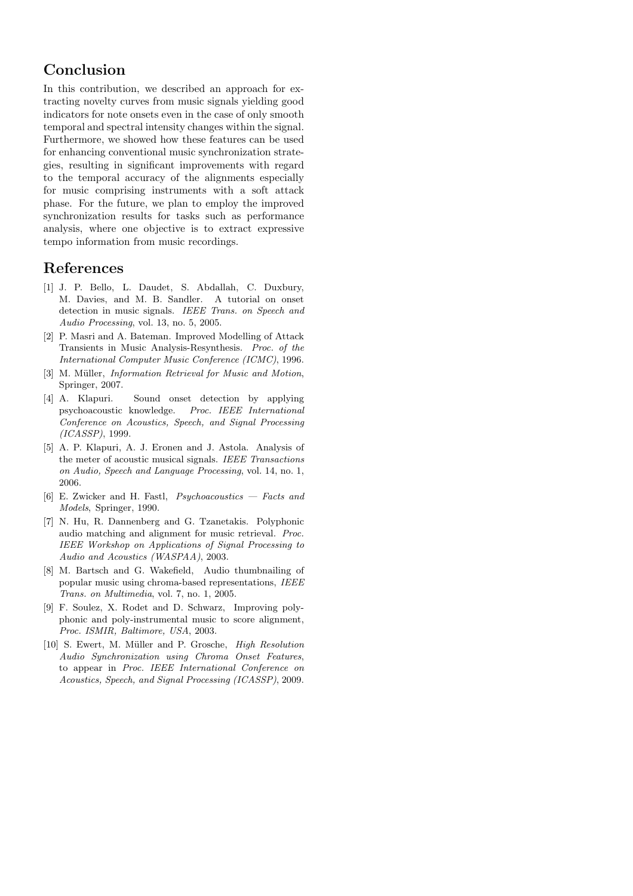## Conclusion

In this contribution, we described an approach for extracting novelty curves from music signals yielding good indicators for note onsets even in the case of only smooth temporal and spectral intensity changes within the signal. Furthermore, we showed how these features can be used for enhancing conventional music synchronization strategies, resulting in significant improvements with regard to the temporal accuracy of the alignments especially for music comprising instruments with a soft attack phase. For the future, we plan to employ the improved synchronization results for tasks such as performance analysis, where one objective is to extract expressive tempo information from music recordings.

## References

[1] J. P. Bello, L. Daudet, S. Abdallah, C. Duxbury, M. Davies, and M. B. Sandler. A tutorial on onset detection in music signals. *IEEE Trans. on Speech and Audio Processing*, vol. 13, no. 5, 2005.

[2] P. Masri and A. Bateman. Improved Modelling of Attack Transients in Music Analysis-Resynthesis. *Proc. of the International Computer Music Conference (ICMC)*, 1996.

[3] M. Müller, *Information Retrieval for Music and Motion*, Springer, 2007.

[4] A. Klapuri. Sound onset detection by applying psychoacoustic knowledge. *Proc. IEEE International Conference on Acoustics, Speech, and Signal Processing (ICASSP)*, 1999.

[5] A. P. Klapuri, A. J. Eronen and J. Astola. Analysis of the meter of acoustic musical signals. *IEEE Transactions on Audio, Speech and Language Processing*, vol. 14, no. 1, 2006.

[6] E. Zwicker and H. Fastl, *Psychoacoustics — Facts and Models*, Springer, 1990.

[7] N. Hu, R. Dannenberg and G. Tzanetakis. Polyphonic audio matching and alignment for music retrieval. *Proc. IEEE Workshop on Applications of Signal Processing to Audio and Acoustics (WASPAA)*, 2003.

[8] M. Bartsch and G. Wakefield, Audio thumbnailing of popular music using chroma-based representations, *IEEE Trans. on Multimedia*, vol. 7, no. 1, 2005.

[9] F. Soulez, X. Rodet and D. Schwarz, Improving polyphonic and poly-instrumental music to score alignment, *Proc. ISMIR, Baltimore, USA*, 2003.

[10] S. Ewert, M. Müller and P. Grosche, *High Resolution Audio Synchronization using Chroma Onset Features*, to appear in *Proc. IEEE International Conference on Acoustics, Speech, and Signal Processing (ICASSP)*, 2009.